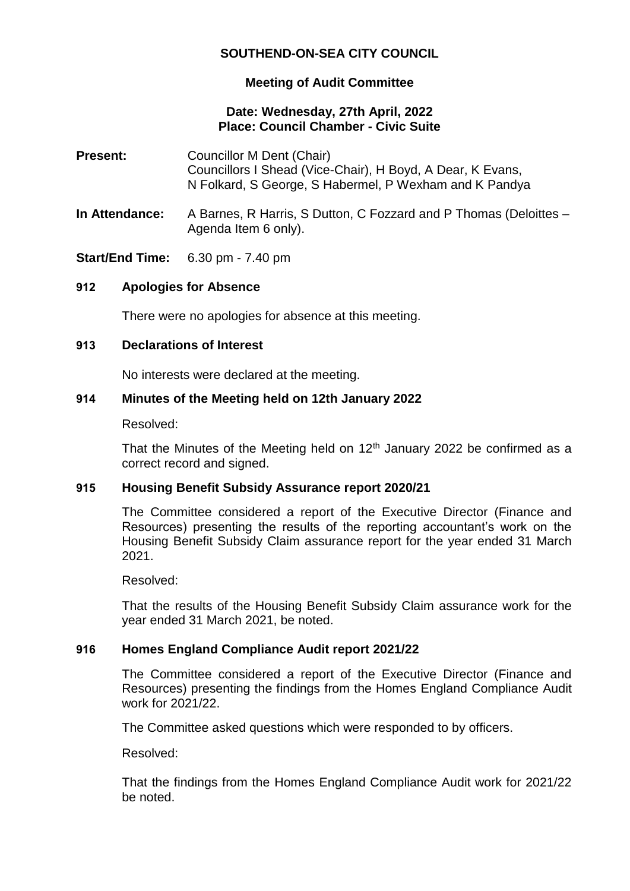# SOUTHEND-ON-SEA CITY COUNCIL

## Meeting of Audit Committee

### Date: Wednesday, 27th April, 2022
### Place: Council Chamber - Civic Suite

**Present:** Councillor M Dent (Chair)
Councillors I Shead (Vice-Chair), H Boyd, A Dear, K Evans, N Folkard, S George, S Habermel, P Wexham and K Pandya

**In Attendance:** A Barnes, R Harris, S Dutton, C Fozzard and P Thomas (Deloittes – Agenda Item 6 only).

**Start/End Time:** 6.30 pm - 7.40 pm

### 912 Apologies for Absence

There were no apologies for absence at this meeting.

### 913 Declarations of Interest

No interests were declared at the meeting.

### 914 Minutes of the Meeting held on 12th January 2022

Resolved:

That the Minutes of the Meeting held on 12th January 2022 be confirmed as a correct record and signed.

### 915 Housing Benefit Subsidy Assurance report 2020/21

The Committee considered a report of the Executive Director (Finance and Resources) presenting the results of the reporting accountant's work on the Housing Benefit Subsidy Claim assurance report for the year ended 31 March 2021.

Resolved:

That the results of the Housing Benefit Subsidy Claim assurance work for the year ended 31 March 2021, be noted.

### 916 Homes England Compliance Audit report 2021/22

The Committee considered a report of the Executive Director (Finance and Resources) presenting the findings from the Homes England Compliance Audit work for 2021/22.

The Committee asked questions which were responded to by officers.

Resolved:

That the findings from the Homes England Compliance Audit work for 2021/22 be noted.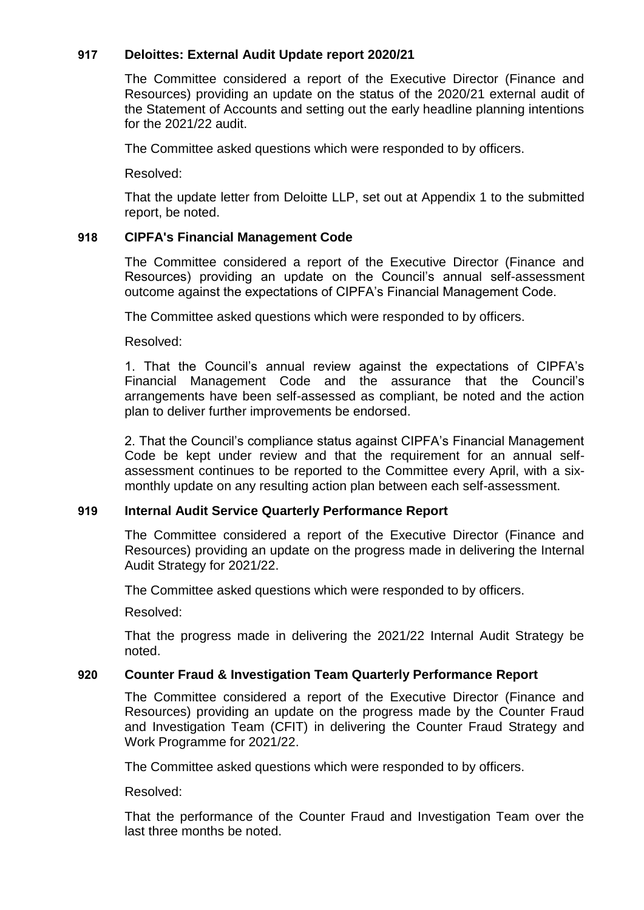## 917 Deloittes: External Audit Update report 2020/21

The Committee considered a report of the Executive Director (Finance and Resources) providing an update on the status of the 2020/21 external audit of the Statement of Accounts and setting out the early headline planning intentions for the 2021/22 audit.

The Committee asked questions which were responded to by officers.

Resolved:

That the update letter from Deloitte LLP, set out at Appendix 1 to the submitted report, be noted.

## 918 CIPFA's Financial Management Code

The Committee considered a report of the Executive Director (Finance and Resources) providing an update on the Council's annual self-assessment outcome against the expectations of CIPFA's Financial Management Code.

The Committee asked questions which were responded to by officers.

Resolved:

1. That the Council's annual review against the expectations of CIPFA's Financial Management Code and the assurance that the Council's arrangements have been self-assessed as compliant, be noted and the action plan to deliver further improvements be endorsed.

2. That the Council's compliance status against CIPFA's Financial Management Code be kept under review and that the requirement for an annual self-assessment continues to be reported to the Committee every April, with a six-monthly update on any resulting action plan between each self-assessment.

## 919 Internal Audit Service Quarterly Performance Report

The Committee considered a report of the Executive Director (Finance and Resources) providing an update on the progress made in delivering the Internal Audit Strategy for 2021/22.

The Committee asked questions which were responded to by officers.

Resolved:

That the progress made in delivering the 2021/22 Internal Audit Strategy be noted.

## 920 Counter Fraud & Investigation Team Quarterly Performance Report

The Committee considered a report of the Executive Director (Finance and Resources) providing an update on the progress made by the Counter Fraud and Investigation Team (CFIT) in delivering the Counter Fraud Strategy and Work Programme for 2021/22.

The Committee asked questions which were responded to by officers.

Resolved:

That the performance of the Counter Fraud and Investigation Team over the last three months be noted.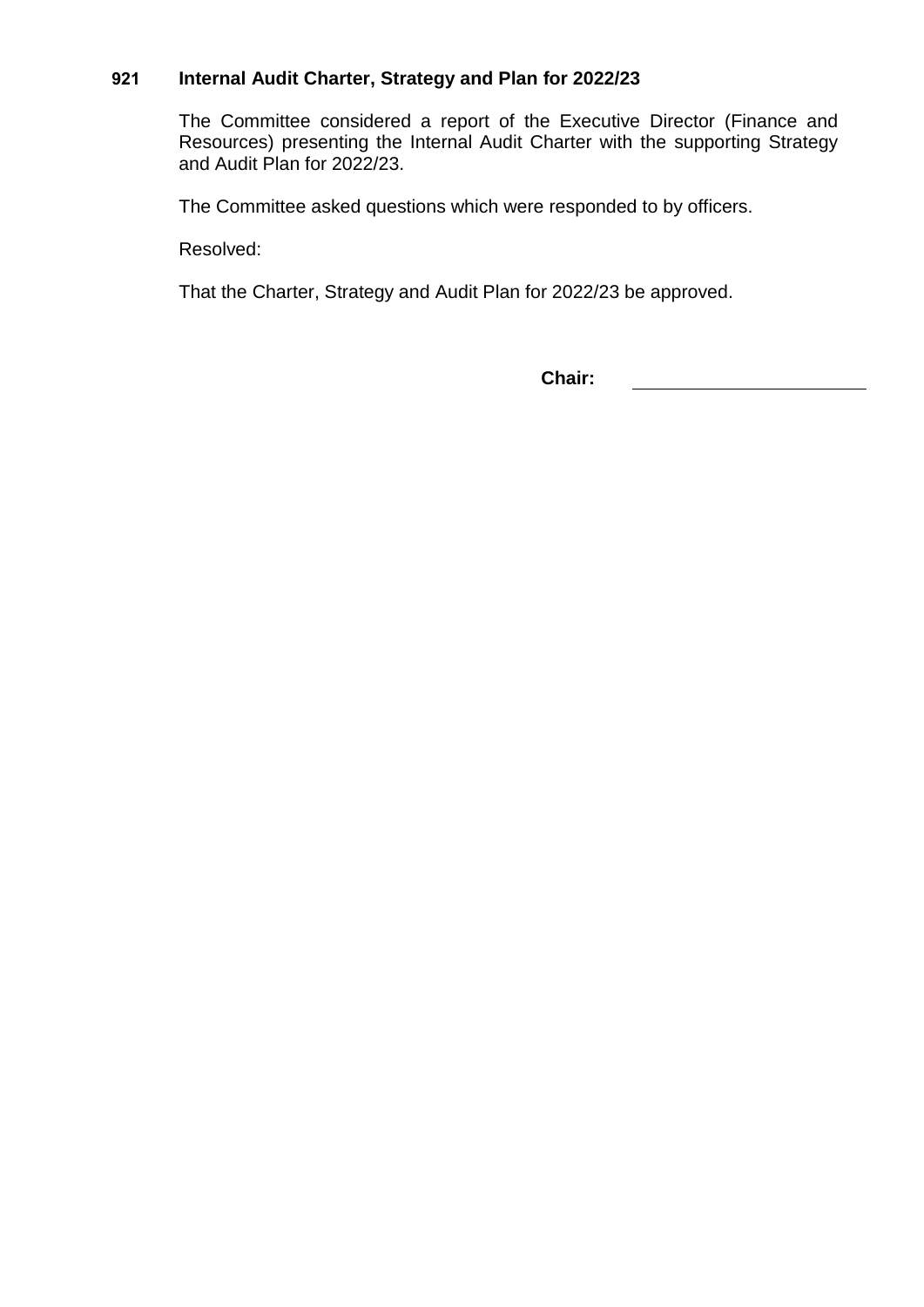### 921 Internal Audit Charter, Strategy and Plan for 2022/23

The Committee considered a report of the Executive Director (Finance and Resources) presenting the Internal Audit Charter with the supporting Strategy and Audit Plan for 2022/23.

The Committee asked questions which were responded to by officers.

Resolved:

That the Charter, Strategy and Audit Plan for 2022/23 be approved.

**Chair:** ______________________